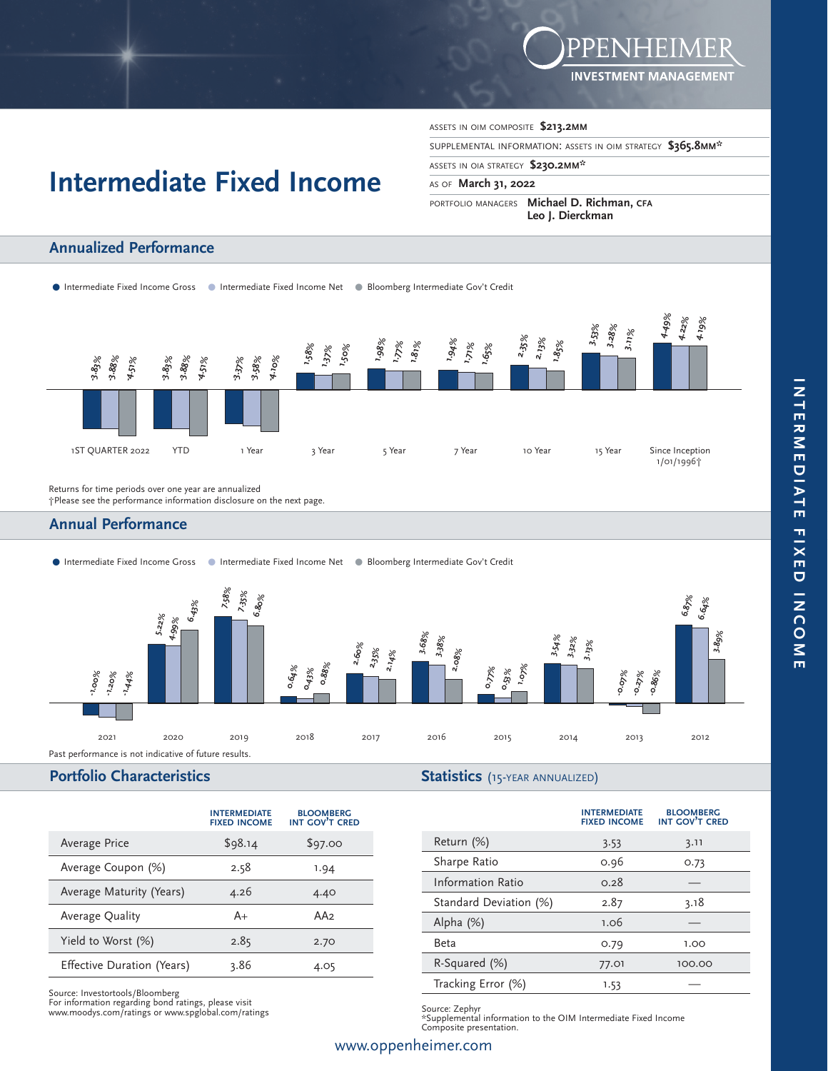OPPENHEIMER INVESTMENT MANAGEMENT

# Intermediate Fixed Income

ASSETS IN OIM COMPOSITE **$213.2MM**

SUPPLEMENTAL INFORMATION: ASSETS IN OIM STRATEGY **$365.8MM***

ASSETS IN OIA STRATEGY **$230.2MM***

AS OF **March 31, 2022**

PORTFOLIO MANAGERS **Michael D. Richman, CFA** **Leo J. Dierckman**

## Annualized Performance

| | Intermediate Fixed Income Gross | Intermediate Fixed Income Net | Bloomberg Intermediate Gov't Credit |
|---|---|---|---|
| 1ST QUARTER 2022 | -3.83% | -3.88% | -4.51% |
| YTD | -3.83% | -3.88% | -4.51% |
| 1 Year | -3.37% | -3.58% | -4.10% |
| 3 Year | 1.58% | 1.37% | 1.50% |
| 5 Year | 1.98% | 1.77% | 1.81% |
| 7 Year | 1.94% | 1.71% | 1.65% |
| 10 Year | 2.35% | 2.13% | 1.85% |
| 15 Year | 3.53% | 3.28% | 3.11% |
| Since Inception 1/01/1996† | 4.49% | 4.22% | 4.19% |

Returns for time periods over one year are annualized

†Please see the performance information disclosure on the next page.

## Annual Performance

| | Intermediate Fixed Income Gross | Intermediate Fixed Income Net | Bloomberg Intermediate Gov't Credit |
|---|---|---|---|
| 2021 | -1.00% | -1.20% | -1.44% |
| 2020 | 5.22% | 4.99% | 6.43% |
| 2019 | 7.58% | 7.35% | 6.80% |
| 2018 | 0.64% | 0.43% | 0.88% |
| 2017 | 2.60% | 2.35% | 2.14% |
| 2016 | 3.68% | 3.38% | 2.08% |
| 2015 | 0.77% | 0.53% | 1.07% |
| 2014 | 3.54% | 3.32% | 3.13% |
| 2013 | -0.07% | -0.27% | -0.86% |
| 2012 | 6.87% | 6.64% | 3.89% |

Past performance is not indicative of future results.

## Portfolio Characteristics

| | INTERMEDIATE FIXED INCOME | BLOOMBERG INT GOV'T CRED |
|---|---|---|
| Average Price | $98.14 | $97.00 |
| Average Coupon (%) | 2.58 | 1.94 |
| Average Maturity (Years) | 4.26 | 4.40 |
| Average Quality | A+ | AA2 |
| Yield to Worst (%) | 2.85 | 2.70 |
| Effective Duration (Years) | 3.86 | 4.05 |

Source: Investortools/Bloomberg
For information regarding bond ratings, please visit www.moodys.com/ratings or www.spglobal.com/ratings

## Statistics (15-YEAR ANNUALIZED)

| | INTERMEDIATE FIXED INCOME | BLOOMBERG INT GOV'T CRED |
|---|---|---|
| Return (%) | 3.53 | 3.11 |
| Sharpe Ratio | 0.96 | 0.73 |
| Information Ratio | 0.28 | — |
| Standard Deviation (%) | 2.87 | 3.18 |
| Alpha (%) | 1.06 | — |
| Beta | 0.79 | 1.00 |
| R-Squared (%) | 77.01 | 100.00 |
| Tracking Error (%) | 1.53 | — |

Source: Zephyr
*Supplemental information to the OIM Intermediate Fixed Income Composite presentation.

www.oppenheimer.com

INTERMEDIATE FIXED INCOME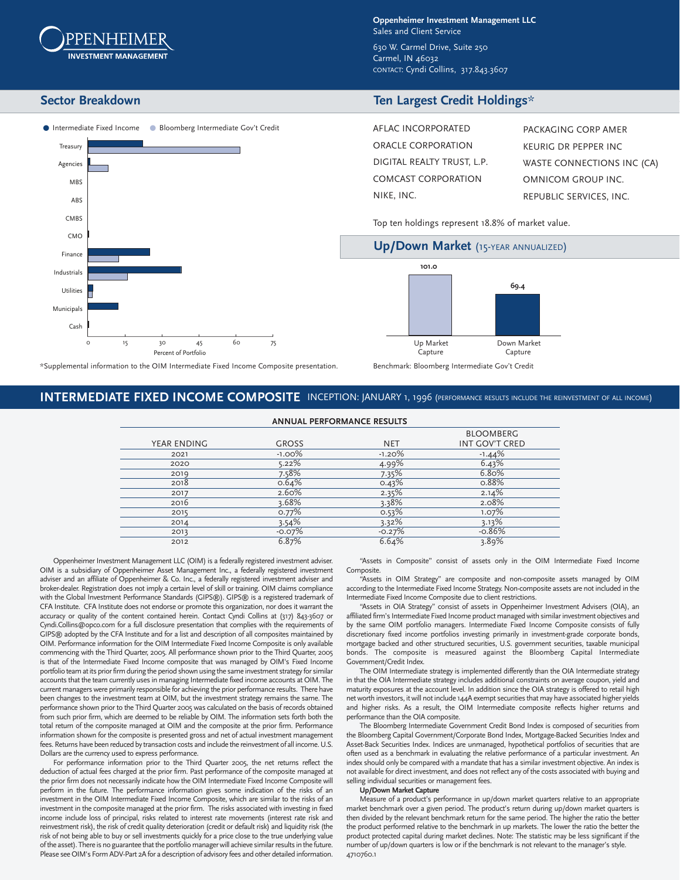**Oppenheimer Investment Management LLC**
Sales and Client Service

630 W. Carmel Drive, Suite 250
Carmel, IN 46032
CONTACT: Cyndi Collins, 317.843.3607

## Sector Breakdown

Intermediate Fixed Income
Bloomberg Intermediate Gov't Credit

Treasury
Agencies
MBS
ABS
CMBS
CMO
Finance
Industrials
Utilities
Municipals
Cash

0 15 30 45 60 75
Percent of Portfolio

*Supplemental information to the OIM Intermediate Fixed Income Composite presentation.

## Ten Largest Credit Holdings*

AFLAC INCORPORATED
ORACLE CORPORATION
DIGITAL REALTY TRUST, L.P.
COMCAST CORPORATION
NIKE, INC.
PACKAGING CORP AMER
KEURIG DR PEPPER INC
WASTE CONNECTIONS INC (CA)
OMNICOM GROUP INC.
REPUBLIC SERVICES, INC.

Top ten holdings represent 18.8% of market value.

## Up/Down Market (15-YEAR ANNUALIZED)

101.0
Up Market Capture

69.4
Down Market Capture

Benchmark: Bloomberg Intermediate Gov't Credit

## INTERMEDIATE FIXED INCOME COMPOSITE INCEPTION: JANUARY 1, 1996 (PERFORMANCE RESULTS INCLUDE THE REINVESTMENT OF ALL INCOME)

**ANNUAL PERFORMANCE RESULTS**

| YEAR ENDING | GROSS | NET | BLOOMBERG INT GOV'T CRED |
|---|---|---|---|
| 2021 | -1.00% | -1.20% | -1.44% |
| 2020 | 5.22% | 4.99% | 6.43% |
| 2019 | 7.58% | 7.35% | 6.80% |
| 2018 | 0.64% | 0.43% | 0.88% |
| 2017 | 2.60% | 2.35% | 2.14% |
| 2016 | 3.68% | 3.38% | 2.08% |
| 2015 | 0.77% | 0.53% | 1.07% |
| 2014 | 3.54% | 3.32% | 3.13% |
| 2013 | -0.07% | -0.27% | -0.86% |
| 2012 | 6.87% | 6.64% | 3.89% |

Oppenheimer Investment Management LLC (OIM) is a federally registered investment adviser. OIM is a subsidiary of Oppenheimer Asset Management Inc., a federally registered investment adviser and an affiliate of Oppenheimer & Co. Inc., a federally registered investment adviser and broker-dealer. Registration does not imply a certain level of skill or training. OIM claims compliance with the Global Investment Performance Standards (GIPS®). GIPS® is a registered trademark of CFA Institute. CFA Institute does not endorse or promote this organization, nor does it warrant the accuracy or quality of the content contained herein. Contact Cyndi Collins at (317) 843-3607 or Cyndi.Collins@opco.com for a full disclosure presentation that complies with the requirements of GIPS® adopted by the CFA Institute and for a list and description of all composites maintained by OIM. Performance information for the OIM Intermediate Fixed Income Composite is only available commencing with the Third Quarter, 2005. All performance shown prior to the Third Quarter, 2005 is that of the Intermediate Fixed Income Composite that was managed by OIM's Fixed Income portfolio team at its prior firm during the period shown using the same investment strategy for similar accounts that the team currently uses in managing Intermediate fixed income accounts at OIM. The current managers were primarily responsible for achieving the prior performance results. There have been changes to the investment team at OIM, but the investment strategy remains the same. The performance shown prior to the Third Quarter 2005 was calculated on the basis of records obtained from such prior firm, which are deemed to be reliable by OIM. The information sets forth both the total return of the composite managed at OIM and the composite at the prior firm. Performance information shown for the composite is presented gross and net of actual investment management fees. Returns have been reduced by transaction costs and include the reinvestment of all income. U.S. Dollars are the currency used to express performance.

For performance information prior to the Third Quarter 2005, the net returns reflect the deduction of actual fees charged at the prior firm. Past performance of the composite managed at the prior firm does not necessarily indicate how the OIM Intermediate Fixed Income Composite will perform in the future. The performance information gives some indication of the risks of an investment in the OIM Intermediate Fixed Income Composite, which are similar to the risks of an investment in the composite managed at the prior firm. The risks associated with investing in fixed income include loss of principal, risks related to interest rate movements (interest rate risk and reinvestment risk), the risk of credit quality deterioration (credit or default risk) and liquidity risk (the risk of not being able to buy or sell investments quickly for a price close to the true underlying value of the asset). There is no guarantee that the portfolio manager will achieve similar results in the future. Please see OIM's Form ADV-Part 2A for a description of advisory fees and other detailed information.

"Assets in Composite" consist of assets only in the OIM Intermediate Fixed Income Composite.

"Assets in OIM Strategy" are composite and non-composite assets managed by OIM according to the Intermediate Fixed Income Strategy. Non-composite assets are not included in the Intermediate Fixed Income Composite due to client restrictions.

"Assets in OIA Strategy" consist of assets in Oppenheimer Investment Advisers (OIA), an affiliated firm's Intermediate Fixed Income product managed with similar investment objectives and by the same OIM portfolio managers. Intermediate Fixed Income Composite consists of fully discretionary fixed income portfolios investing primarily in investment-grade corporate bonds, mortgage backed and other structured securities, U.S. government securities, taxable municipal bonds. The composite is measured against the Bloomberg Capital Intermediate Government/Credit Index.

The OIM Intermediate strategy is implemented differently than the OIA Intermediate strategy in that the OIA Intermediate strategy includes additional constraints on average coupon, yield and maturity exposures at the account level. In addition since the OIA strategy is offered to retail high net worth investors, it will not include 144A exempt securities that may have associated higher yields and higher risks. As a result, the OIM Intermediate composite reflects higher returns and performance than the OIA composite.

The Bloomberg Intermediate Government Credit Bond Index is composed of securities from the Bloomberg Capital Government/Corporate Bond Index, Mortgage-Backed Securities Index and Asset-Back Securities Index. Indices are unmanaged, hypothetical portfolios of securities that are often used as a benchmark in evaluating the relative performance of a particular investment. An index should only be compared with a mandate that has a similar investment objective. An index is not available for direct investment, and does not reflect any of the costs associated with buying and selling individual securities or management fees.

**Up/Down Market Capture**

Measure of a product's performance in up/down market quarters relative to an appropriate market benchmark over a given period. The product's return during up/down market quarters is then divided by the relevant benchmark return for the same period. The higher the ratio the better the product performed relative to the benchmark in up markets. The lower the ratio the better the product protected capital during market declines. Note: The statistic may be less significant if the number of up/down quarters is low or if the benchmark is not relevant to the manager's style.

4710760.1